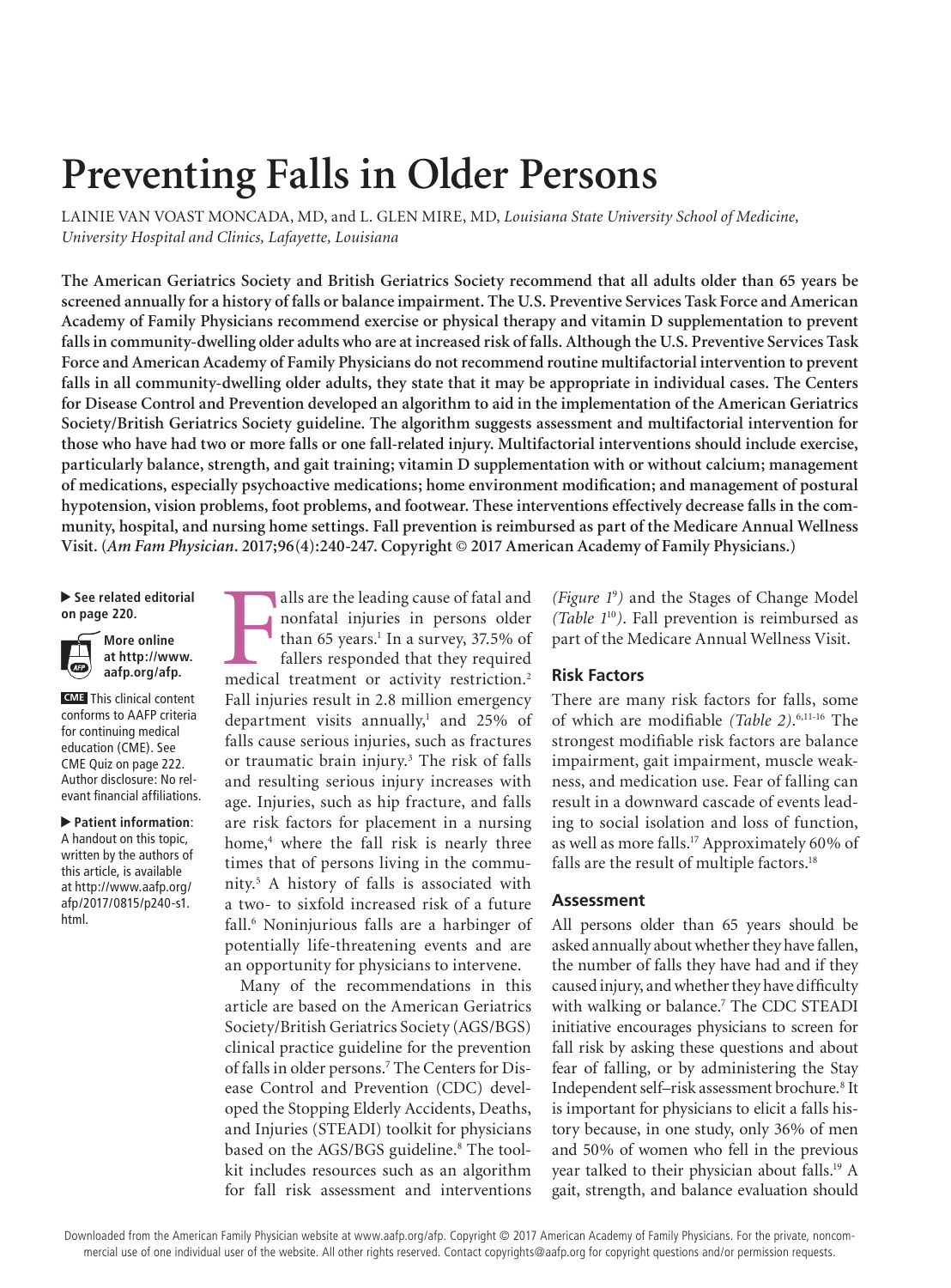# Preventing Falls in Older Persons

LAINIE VAN VOAST MONCADA, MD, and L. GLEN MIRE, MD, *Louisiana State University School of Medicine, University Hospital and Clinics, Lafayette, Louisiana*

**The American Geriatrics Society and British Geriatrics Society recommend that all adults older than 65 years be screened annually for a history of falls or balance impairment. The U.S. Preventive Services Task Force and American Academy of Family Physicians recommend exercise or physical therapy and vitamin D supplementation to prevent falls in community-dwelling older adults who are at increased risk of falls. Although the U.S. Preventive Services Task Force and American Academy of Family Physicians do not recommend routine multifactorial intervention to prevent falls in all community-dwelling older adults, they state that it may be appropriate in individual cases. The Centers for Disease Control and Prevention developed an algorithm to aid in the implementation of the American Geriatrics Society/British Geriatrics Society guideline. The algorithm suggests assessment and multifactorial intervention for those who have had two or more falls or one fall-related injury. Multifactorial interventions should include exercise, particularly balance, strength, and gait training; vitamin D supplementation with or without calcium; management of medications, especially psychoactive medications; home environment modification; and management of postural hypotension, vision problems, foot problems, and footwear. These interventions effectively decrease falls in the community, hospital, and nursing home settings. Fall prevention is reimbursed as part of the Medicare Annual Wellness Visit. (*Am Fam Physician*. 2017;96(4):240-247. Copyright © 2017 American Academy of Family Physicians.)**

▶ **See related editorial on page 220.**

**More online at http://www.aafp.org/afp.**

**CME** This clinical content conforms to AAFP criteria for continuing medical education (CME). See CME Quiz on page 222. Author disclosure: No relevant financial affiliations.

▶ **Patient information**: A handout on this topic, written by the authors of this article, is available at http://www.aafp.org/afp/2017/0815/p240-s1.html.

Falls are the leading cause of fatal and nonfatal injuries in persons older than 65 years.[1] In a survey, 37.5% of fallers responded that they required medical treatment or activity restriction.[2] Fall injuries result in 2.8 million emergency department visits annually,[1] and 25% of falls cause serious injuries, such as fractures or traumatic brain injury.[3] The risk of falls and resulting serious injury increases with age. Injuries, such as hip fracture, and falls are risk factors for placement in a nursing home,[4] where the fall risk is nearly three times that of persons living in the community.[5] A history of falls is associated with a two- to sixfold increased risk of a future fall.[6] Noninjurious falls are a harbinger of potentially life-threatening events and are an opportunity for physicians to intervene.

Many of the recommendations in this article are based on the American Geriatrics Society/British Geriatrics Society (AGS/BGS) clinical practice guideline for the prevention of falls in older persons.[7] The Centers for Disease Control and Prevention (CDC) developed the Stopping Elderly Accidents, Deaths, and Injuries (STEADI) toolkit for physicians based on the AGS/BGS guideline.[8] The toolkit includes resources such as an algorithm for fall risk assessment and interventions *(Figure 1[9])* and the Stages of Change Model *(Table 1[10])*. Fall prevention is reimbursed as part of the Medicare Annual Wellness Visit.

## Risk Factors

There are many risk factors for falls, some of which are modifiable *(Table 2)*.[6,11-16] The strongest modifiable risk factors are balance impairment, gait impairment, muscle weakness, and medication use. Fear of falling can result in a downward cascade of events leading to social isolation and loss of function, as well as more falls.[17] Approximately 60% of falls are the result of multiple factors.[18]

## Assessment

All persons older than 65 years should be asked annually about whether they have fallen, the number of falls they have had and if they caused injury, and whether they have difficulty with walking or balance.[7] The CDC STEADI initiative encourages physicians to screen for fall risk by asking these questions and about fear of falling, or by administering the Stay Independent self–risk assessment brochure.[8] It is important for physicians to elicit a falls history because, in one study, only 36% of men and 50% of women who fell in the previous year talked to their physician about falls.[19] A gait, strength, and balance evaluation should

Downloaded from the American Family Physician website at www.aafp.org/afp. Copyright © 2017 American Academy of Family Physicians. For the private, noncommercial use of one individual user of the website. All other rights reserved. Contact copyrights@aafp.org for copyright questions and/or permission requests.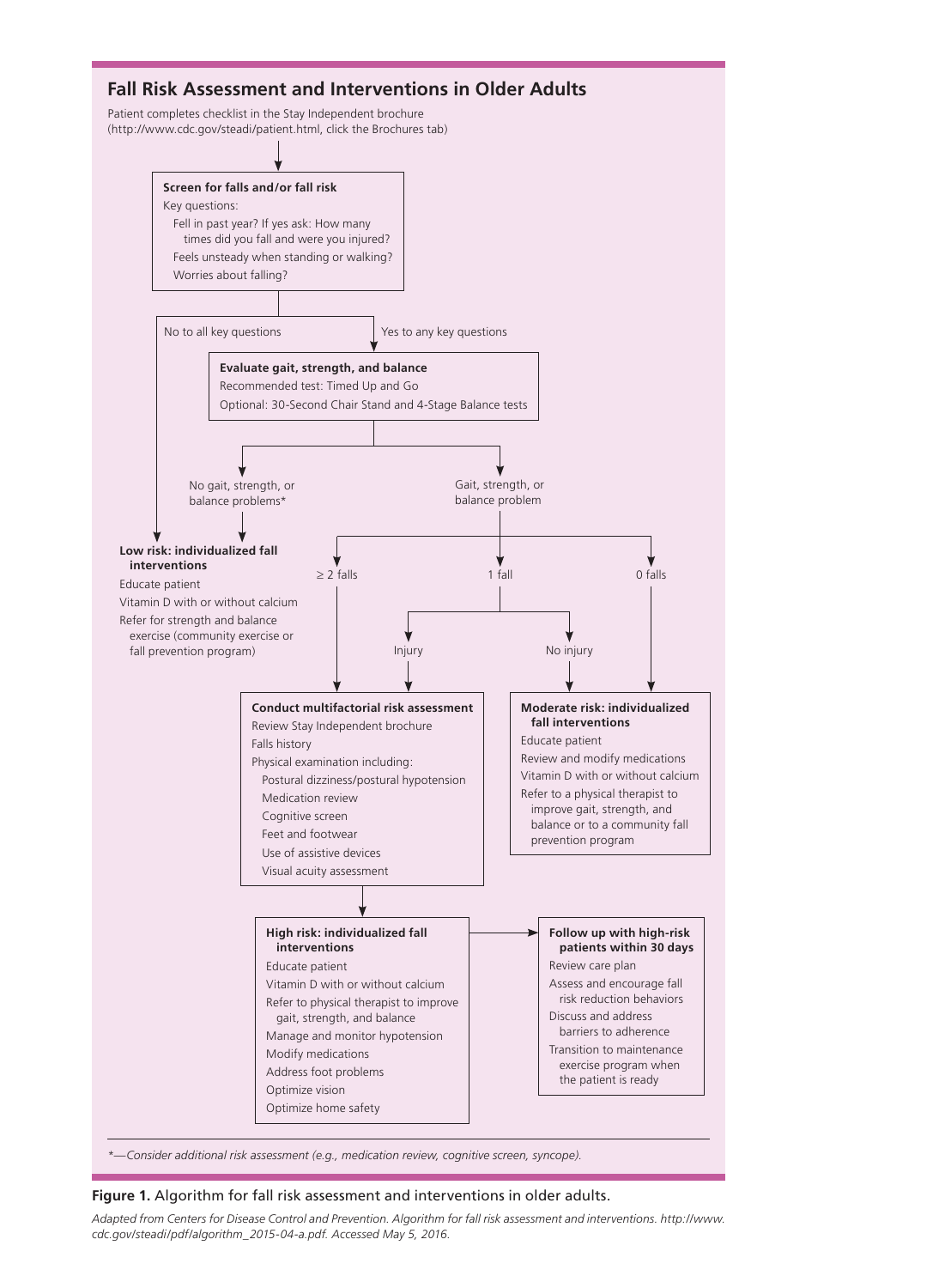## Fall Risk Assessment and Interventions in Older Adults

Patient completes checklist in the Stay Independent brochure (http://www.cdc.gov/steadi/patient.html, click the Brochures tab)

**Screen for falls and/or fall risk**

Key questions:

- Fell in past year? If yes ask: How many times did you fall and were you injured?
- Feels unsteady when standing or walking?
- Worries about falling?

No to all key questions → **Low risk: individualized fall interventions**

Yes to any key questions → **Evaluate gait, strength, and balance**

Recommended test: Timed Up and Go

Optional: 30-Second Chair Stand and 4-Stage Balance tests

No gait, strength, or balance problems* → **Low risk: individualized fall interventions**

Gait, strength, or balance problem:

- ≥ 2 falls → Conduct multifactorial risk assessment
- 1 fall
  - Injury → Conduct multifactorial risk assessment
  - No injury → Moderate risk: individualized fall interventions
- 0 falls → Moderate risk: individualized fall interventions

**Low risk: individualized fall interventions**

- Educate patient
- Vitamin D with or without calcium
- Refer for strength and balance exercise (community exercise or fall prevention program)

**Conduct multifactorial risk assessment**

- Review Stay Independent brochure
- Falls history
- Physical examination including:
  - Postural dizziness/postural hypotension
  - Medication review
  - Cognitive screen
  - Feet and footwear
  - Use of assistive devices
  - Visual acuity assessment

**Moderate risk: individualized fall interventions**

- Educate patient
- Review and modify medications
- Vitamin D with or without calcium
- Refer to a physical therapist to improve gait, strength, and balance or to a community fall prevention program

Conduct multifactorial risk assessment → **High risk: individualized fall interventions**

- Educate patient
- Vitamin D with or without calcium
- Refer to physical therapist to improve gait, strength, and balance
- Manage and monitor hypotension
- Modify medications
- Address foot problems
- Optimize vision
- Optimize home safety

High risk → **Follow up with high-risk patients within 30 days**

- Review care plan
- Assess and encourage fall risk reduction behaviors
- Discuss and address barriers to adherence
- Transition to maintenance exercise program when the patient is ready

*—Consider additional risk assessment (e.g., medication review, cognitive screen, syncope).*

**Figure 1.** Algorithm for fall risk assessment and interventions in older adults.

*Adapted from Centers for Disease Control and Prevention. Algorithm for fall risk assessment and interventions. http://www.cdc.gov/steadi/pdf/algorithm_2015-04-a.pdf. Accessed May 5, 2016.*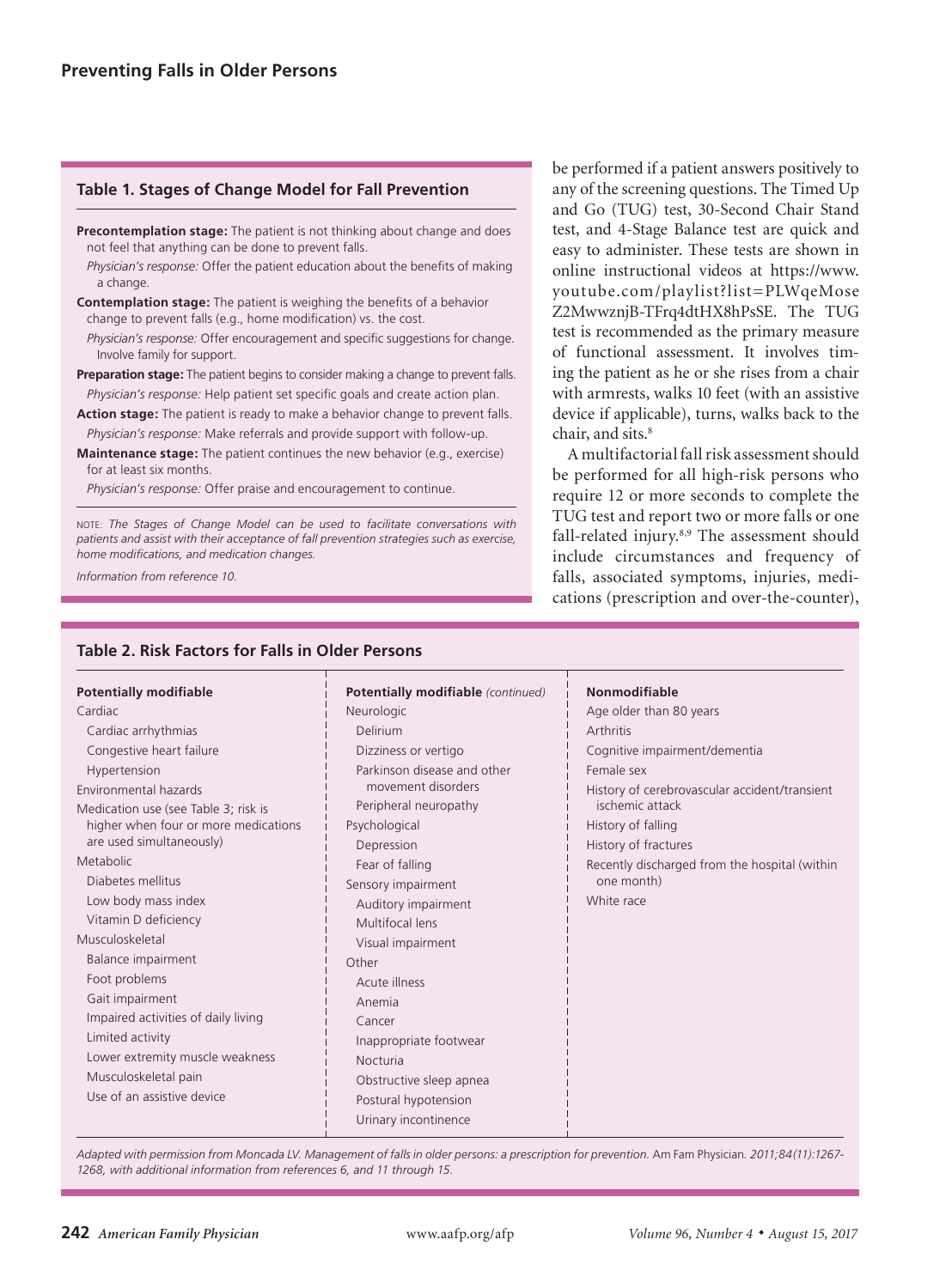## Table 1. Stages of Change Model for Fall Prevention

**Precontemplation stage:** The patient is not thinking about change and does not feel that anything can be done to prevent falls.

*Physician's response:* Offer the patient education about the benefits of making a change.

**Contemplation stage:** The patient is weighing the benefits of a behavior change to prevent falls (e.g., home modification) vs. the cost.

*Physician's response:* Offer encouragement and specific suggestions for change. Involve family for support.

**Preparation stage:** The patient begins to consider making a change to prevent falls.

*Physician's response:* Help patient set specific goals and create action plan.

**Action stage:** The patient is ready to make a behavior change to prevent falls.

*Physician's response:* Make referrals and provide support with follow-up.

**Maintenance stage:** The patient continues the new behavior (e.g., exercise) for at least six months.

*Physician's response:* Offer praise and encouragement to continue.

NOTE: *The Stages of Change Model can be used to facilitate conversations with patients and assist with their acceptance of fall prevention strategies such as exercise, home modifications, and medication changes.*

*Information from reference 10.*

be performed if a patient answers positively to any of the screening questions. The Timed Up and Go (TUG) test, 30-Second Chair Stand test, and 4-Stage Balance test are quick and easy to administer. These tests are shown in online instructional videos at https://www.youtube.com/playlist?list=PLWqeMoseZ2MwwznjB-TFrq4dtHX8hPsSE. The TUG test is recommended as the primary measure of functional assessment. It involves timing the patient as he or she rises from a chair with armrests, walks 10 feet (with an assistive device if applicable), turns, walks back to the chair, and sits.[8]

A multifactorial fall risk assessment should be performed for all high-risk persons who require 12 or more seconds to complete the TUG test and report two or more falls or one fall-related injury.[8,9] The assessment should include circumstances and frequency of falls, associated symptoms, injuries, medications (prescription and over-the-counter),

## Table 2. Risk Factors for Falls in Older Persons

| Potentially modifiable | Potentially modifiable *(continued)* | Nonmodifiable |
|---|---|---|
| Cardiac | Neurologic | Age older than 80 years |
| Cardiac arrhythmias | Delirium | Arthritis |
| Congestive heart failure | Dizziness or vertigo | Cognitive impairment/dementia |
| Hypertension | Parkinson disease and other movement disorders | Female sex |
| Environmental hazards | Peripheral neuropathy | History of cerebrovascular accident/transient ischemic attack |
| Medication use (see Table 3; risk is higher when four or more medications are used simultaneously) | Psychological | History of falling |
| Metabolic | Depression | History of fractures |
| Diabetes mellitus | Fear of falling | Recently discharged from the hospital (within one month) |
| Low body mass index | Sensory impairment | White race |
| Vitamin D deficiency | Auditory impairment | |
| Musculoskeletal | Multifocal lens | |
| Balance impairment | Visual impairment | |
| Foot problems | Other | |
| Gait impairment | Acute illness | |
| Impaired activities of daily living | Anemia | |
| Limited activity | Cancer | |
| Lower extremity muscle weakness | Inappropriate footwear | |
| Musculoskeletal pain | Nocturia | |
| Use of an assistive device | Obstructive sleep apnea | |
| | Postural hypotension | |
| | Urinary incontinence | |

*Adapted with permission from Moncada LV. Management of falls in older persons: a prescription for prevention.* Am Fam Physician. *2011;84(11):1267-1268, with additional information from references 6, and 11 through 15.*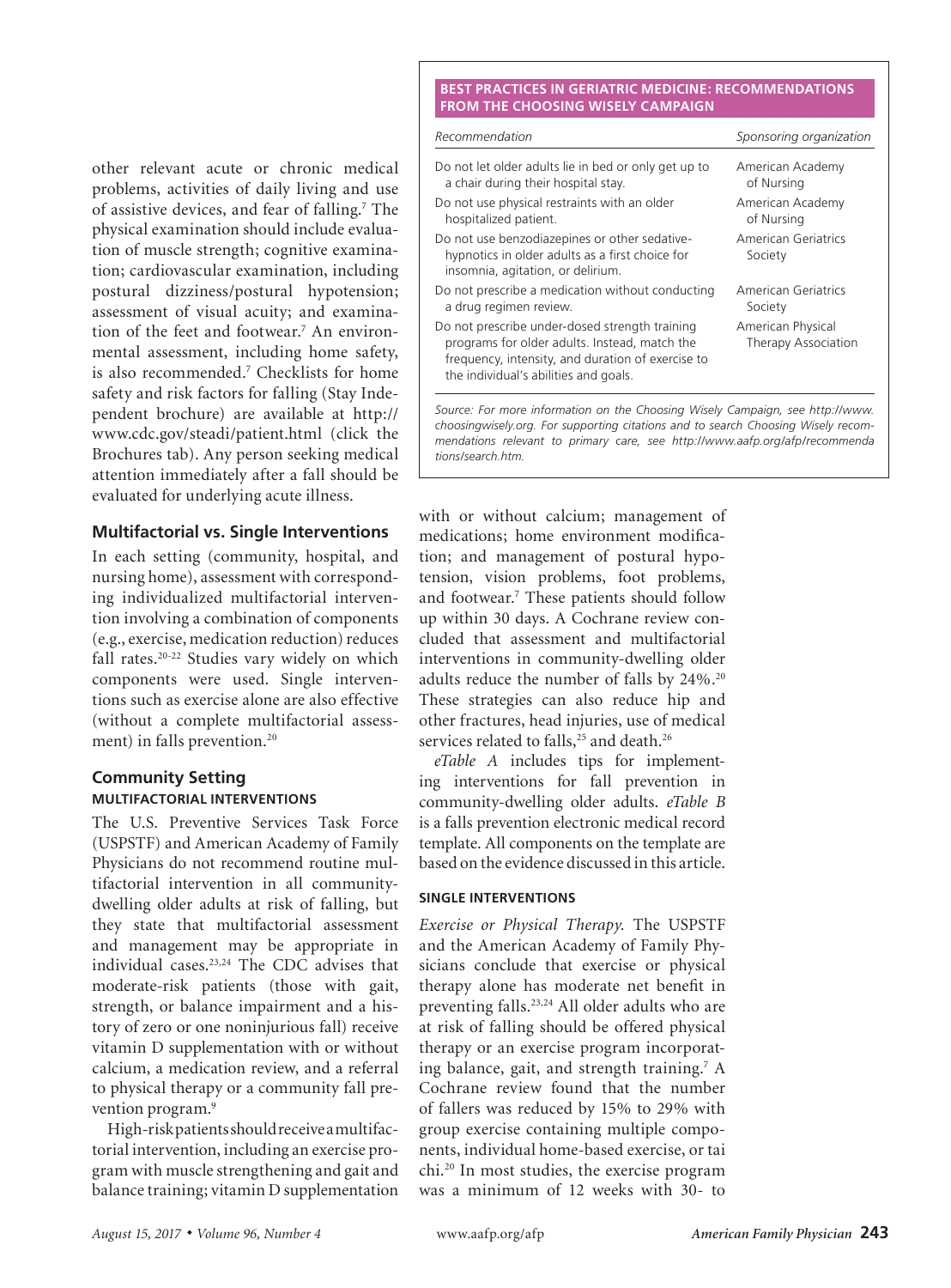other relevant acute or chronic medical problems, activities of daily living and use of assistive devices, and fear of falling.[7] The physical examination should include evaluation of muscle strength; cognitive examination; cardiovascular examination, including postural dizziness/postural hypotension; assessment of visual acuity; and examination of the feet and footwear.[7] An environmental assessment, including home safety, is also recommended.[7] Checklists for home safety and risk factors for falling (Stay Independent brochure) are available at http://www.cdc.gov/steadi/patient.html (click the Brochures tab). Any person seeking medical attention immediately after a fall should be evaluated for underlying acute illness.

## Multifactorial vs. Single Interventions

In each setting (community, hospital, and nursing home), assessment with corresponding individualized multifactorial intervention involving a combination of components (e.g., exercise, medication reduction) reduces fall rates.[20-22] Studies vary widely on which components were used. Single interventions such as exercise alone are also effective (without a complete multifactorial assessment) in falls prevention.[20]

## Community Setting

### MULTIFACTORIAL INTERVENTIONS

The U.S. Preventive Services Task Force (USPSTF) and American Academy of Family Physicians do not recommend routine multifactorial intervention in all community-dwelling older adults at risk of falling, but they state that multifactorial assessment and management may be appropriate in individual cases.[23,24] The CDC advises that moderate-risk patients (those with gait, strength, or balance impairment and a history of zero or one noninjurious fall) receive vitamin D supplementation with or without calcium, a medication review, and a referral to physical therapy or a community fall prevention program.[9]

High-risk patients should receive a multifactorial intervention, including an exercise program with muscle strengthening and gait and balance training; vitamin D supplementation with or without calcium; management of medications; home environment modification; and management of postural hypotension, vision problems, foot problems, and footwear.[7] These patients should follow up within 30 days. A Cochrane review concluded that assessment and multifactorial interventions in community-dwelling older adults reduce the number of falls by 24%.[20] These strategies can also reduce hip and other fractures, head injuries, use of medical services related to falls,[25] and death.[26]

*eTable A* includes tips for implementing interventions for fall prevention in community-dwelling older adults. *eTable B* is a falls prevention electronic medical record template. All components on the template are based on the evidence discussed in this article.

**BEST PRACTICES IN GERIATRIC MEDICINE: RECOMMENDATIONS FROM THE CHOOSING WISELY CAMPAIGN**

| *Recommendation* | *Sponsoring organization* |
| --- | --- |
| Do not let older adults lie in bed or only get up to a chair during their hospital stay. | American Academy of Nursing |
| Do not use physical restraints with an older hospitalized patient. | American Academy of Nursing |
| Do not use benzodiazepines or other sedative-hypnotics in older adults as a first choice for insomnia, agitation, or delirium. | American Geriatrics Society |
| Do not prescribe a medication without conducting a drug regimen review. | American Geriatrics Society |
| Do not prescribe under-dosed strength training programs for older adults. Instead, match the frequency, intensity, and duration of exercise to the individual's abilities and goals. | American Physical Therapy Association |

*Source: For more information on the Choosing Wisely Campaign, see http://www.choosingwisely.org. For supporting citations and to search Choosing Wisely recommendations relevant to primary care, see http://www.aafp.org/afp/recommendations/search.htm.*

### SINGLE INTERVENTIONS

*Exercise or Physical Therapy.* The USPSTF and the American Academy of Family Physicians conclude that exercise or physical therapy alone has moderate net benefit in preventing falls.[23,24] All older adults who are at risk of falling should be offered physical therapy or an exercise program incorporating balance, gait, and strength training.[7] A Cochrane review found that the number of fallers was reduced by 15% to 29% with group exercise containing multiple components, individual home-based exercise, or tai chi.[20] In most studies, the exercise program was a minimum of 12 weeks with 30- to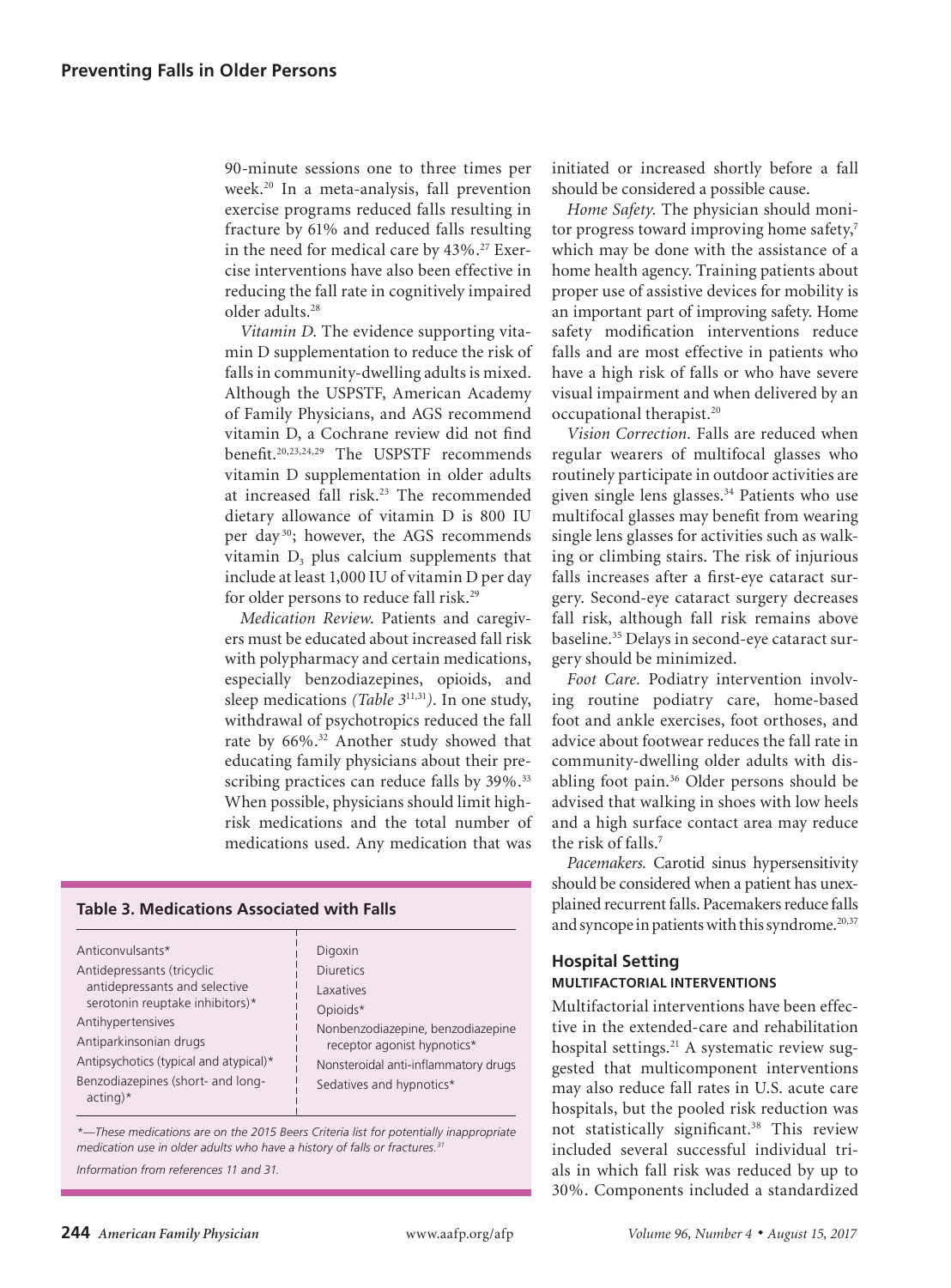90-minute sessions one to three times per week.[20] In a meta-analysis, fall prevention exercise programs reduced falls resulting in fracture by 61% and reduced falls resulting in the need for medical care by 43%.[27] Exercise interventions have also been effective in reducing the fall rate in cognitively impaired older adults.[28]

*Vitamin D.* The evidence supporting vitamin D supplementation to reduce the risk of falls in community-dwelling adults is mixed. Although the USPSTF, American Academy of Family Physicians, and AGS recommend vitamin D, a Cochrane review did not find benefit.[20,23,24,29] The USPSTF recommends vitamin D supplementation in older adults at increased fall risk.[23] The recommended dietary allowance of vitamin D is 800 IU per day[30]; however, the AGS recommends vitamin $D_3$ plus calcium supplements that include at least 1,000 IU of vitamin D per day for older persons to reduce fall risk.[29]

*Medication Review.* Patients and caregivers must be educated about increased fall risk with polypharmacy and certain medications, especially benzodiazepines, opioids, and sleep medications *(Table 3*[11,31]*)*. In one study, withdrawal of psychotropics reduced the fall rate by 66%.[32] Another study showed that educating family physicians about their prescribing practices can reduce falls by 39%.[33] When possible, physicians should limit high-risk medications and the total number of medications used. Any medication that was initiated or increased shortly before a fall should be considered a possible cause.

**Table 3. Medications Associated with Falls**

| | |
|---|---|
| Anticonvulsants* | Digoxin |
| Antidepressants (tricyclic antidepressants and selective serotonin reuptake inhibitors)* | Diuretics |
| Antihypertensives | Laxatives |
| Antiparkinsonian drugs | Opioids* |
| Antipsychotics (typical and atypical)* | Nonbenzodiazepine, benzodiazepine receptor agonist hypnotics* |
| Benzodiazepines (short- and long-acting)* | Nonsteroidal anti-inflammatory drugs |
| | Sedatives and hypnotics* |

*\*—These medications are on the 2015 Beers Criteria list for potentially inappropriate medication use in older adults who have a history of falls or fractures.*[31]

*Information from references 11 and 31.*

*Home Safety.* The physician should monitor progress toward improving home safety,[7] which may be done with the assistance of a home health agency. Training patients about proper use of assistive devices for mobility is an important part of improving safety. Home safety modification interventions reduce falls and are most effective in patients who have a high risk of falls or who have severe visual impairment and when delivered by an occupational therapist.[20]

*Vision Correction.* Falls are reduced when regular wearers of multifocal glasses who routinely participate in outdoor activities are given single lens glasses.[34] Patients who use multifocal glasses may benefit from wearing single lens glasses for activities such as walking or climbing stairs. The risk of injurious falls increases after a first-eye cataract surgery. Second-eye cataract surgery decreases fall risk, although fall risk remains above baseline.[35] Delays in second-eye cataract surgery should be minimized.

*Foot Care.* Podiatry intervention involving routine podiatry care, home-based foot and ankle exercises, foot orthoses, and advice about footwear reduces the fall rate in community-dwelling older adults with disabling foot pain.[36] Older persons should be advised that walking in shoes with low heels and a high surface contact area may reduce the risk of falls.[7]

*Pacemakers.* Carotid sinus hypersensitivity should be considered when a patient has unexplained recurrent falls. Pacemakers reduce falls and syncope in patients with this syndrome.[20,37]

## Hospital Setting

### MULTIFACTORIAL INTERVENTIONS

Multifactorial interventions have been effective in the extended-care and rehabilitation hospital settings.[21] A systematic review suggested that multicomponent interventions may also reduce fall rates in U.S. acute care hospitals, but the pooled risk reduction was not statistically significant.[38] This review included several successful individual trials in which fall risk was reduced by up to 30%. Components included a standardized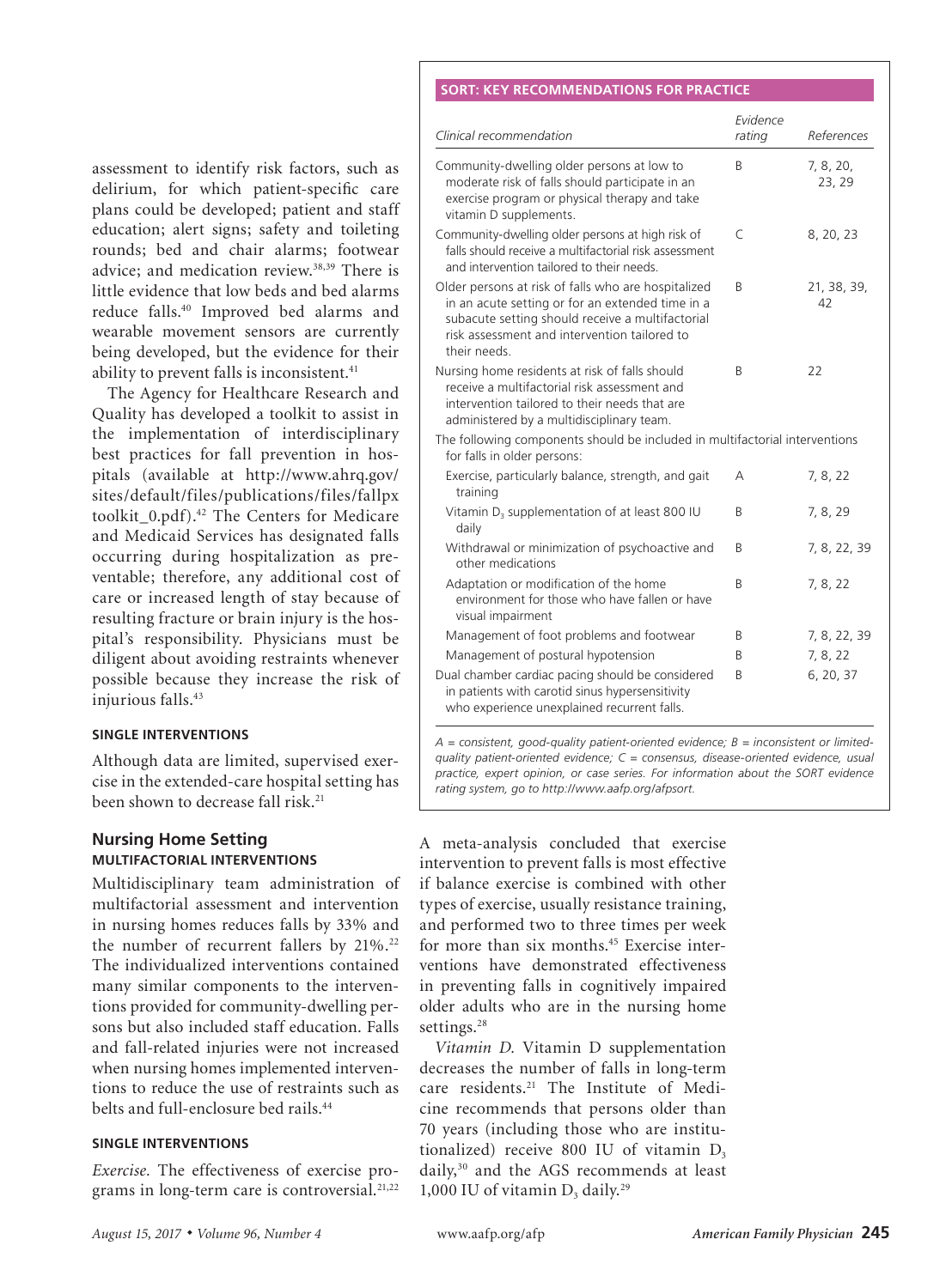assessment to identify risk factors, such as delirium, for which patient-specific care plans could be developed; patient and staff education; alert signs; safety and toileting rounds; bed and chair alarms; footwear advice; and medication review.[38,39] There is little evidence that low beds and bed alarms reduce falls.[40] Improved bed alarms and wearable movement sensors are currently being developed, but the evidence for their ability to prevent falls is inconsistent.[41]

The Agency for Healthcare Research and Quality has developed a toolkit to assist in the implementation of interdisciplinary best practices for fall prevention in hospitals (available at http://www.ahrq.gov/sites/default/files/publications/files/fallpxtoolkit_0.pdf).[42] The Centers for Medicare and Medicaid Services has designated falls occurring during hospitalization as preventable; therefore, any additional cost of care or increased length of stay because of resulting fracture or brain injury is the hospital's responsibility. Physicians must be diligent about avoiding restraints whenever possible because they increase the risk of injurious falls.[43]

#### SINGLE INTERVENTIONS

Although data are limited, supervised exercise in the extended-care hospital setting has been shown to decrease fall risk.[21]

### Nursing Home Setting

#### MULTIFACTORIAL INTERVENTIONS

Multidisciplinary team administration of multifactorial assessment and intervention in nursing homes reduces falls by 33% and the number of recurrent fallers by 21%.[22] The individualized interventions contained many similar components to the interventions provided for community-dwelling persons but also included staff education. Falls and fall-related injuries were not increased when nursing homes implemented interventions to reduce the use of restraints such as belts and full-enclosure bed rails.[44]

#### SINGLE INTERVENTIONS

*Exercise.* The effectiveness of exercise programs in long-term care is controversial.[21,22] A meta-analysis concluded that exercise intervention to prevent falls is most effective if balance exercise is combined with other types of exercise, usually resistance training, and performed two to three times per week for more than six months.[45] Exercise interventions have demonstrated effectiveness in preventing falls in cognitively impaired older adults who are in the nursing home settings.[28]

*Vitamin D.* Vitamin D supplementation decreases the number of falls in long-term care residents.[21] The Institute of Medicine recommends that persons older than 70 years (including those who are institutionalized) receive 800 IU of vitamin $D_3$ daily,[30] and the AGS recommends at least 1,000 IU of vitamin $D_3$ daily.[29]

**SORT: KEY RECOMMENDATIONS FOR PRACTICE**

| *Clinical recommendation* | *Evidence rating* | *References* |
|---|---|---|
| Community-dwelling older persons at low to moderate risk of falls should participate in an exercise program or physical therapy and take vitamin D supplements. | B | 7, 8, 20, 23, 29 |
| Community-dwelling older persons at high risk of falls should receive a multifactorial risk assessment and intervention tailored to their needs. | C | 8, 20, 23 |
| Older persons at risk of falls who are hospitalized in an acute setting or for an extended time in a subacute setting should receive a multifactorial risk assessment and intervention tailored to their needs. | B | 21, 38, 39, 42 |
| Nursing home residents at risk of falls should receive a multifactorial risk assessment and intervention tailored to their needs that are administered by a multidisciplinary team. | B | 22 |
| The following components should be included in multifactorial interventions for falls in older persons: | | |
| Exercise, particularly balance, strength, and gait training | A | 7, 8, 22 |
| Vitamin $D_3$ supplementation of at least 800 IU daily | B | 7, 8, 29 |
| Withdrawal or minimization of psychoactive and other medications | B | 7, 8, 22, 39 |
| Adaptation or modification of the home environment for those who have fallen or have visual impairment | B | 7, 8, 22 |
| Management of foot problems and footwear | B | 7, 8, 22, 39 |
| Management of postural hypotension | B | 7, 8, 22 |
| Dual chamber cardiac pacing should be considered in patients with carotid sinus hypersensitivity who experience unexplained recurrent falls. | B | 6, 20, 37 |

*A = consistent, good-quality patient-oriented evidence; B = inconsistent or limited-quality patient-oriented evidence; C = consensus, disease-oriented evidence, usual practice, expert opinion, or case series. For information about the SORT evidence rating system, go to http://www.aafp.org/afpsort.*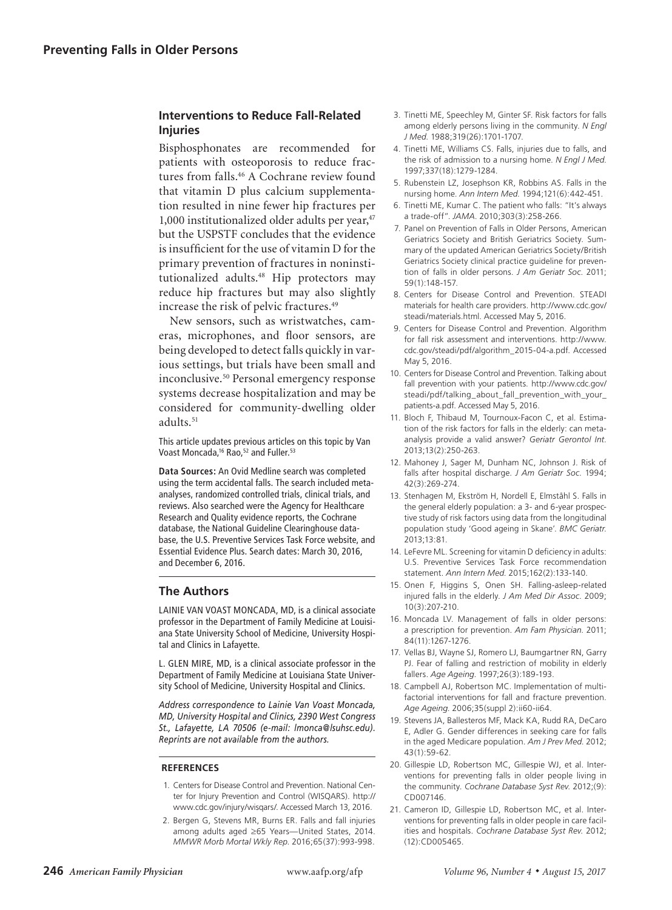### Interventions to Reduce Fall-Related Injuries

Bisphosphonates are recommended for patients with osteoporosis to reduce fractures from falls.[46] A Cochrane review found that vitamin D plus calcium supplementation resulted in nine fewer hip fractures per 1,000 institutionalized older adults per year,[47] but the USPSTF concludes that the evidence is insufficient for the use of vitamin D for the primary prevention of fractures in noninstitutionalized adults.[48] Hip protectors may reduce hip fractures but may also slightly increase the risk of pelvic fractures.[49]

New sensors, such as wristwatches, cameras, microphones, and floor sensors, are being developed to detect falls quickly in various settings, but trials have been small and inconclusive.[50] Personal emergency response systems decrease hospitalization and may be considered for community-dwelling older adults.[51]

This article updates previous articles on this topic by Van Voast Moncada,[16] Rao,[52] and Fuller.[53]

**Data Sources:** An Ovid Medline search was completed using the term accidental falls. The search included meta-analyses, randomized controlled trials, clinical trials, and reviews. Also searched were the Agency for Healthcare Research and Quality evidence reports, the Cochrane database, the National Guideline Clearinghouse database, the U.S. Preventive Services Task Force website, and Essential Evidence Plus. Search dates: March 30, 2016, and December 6, 2016.

## The Authors

LAINIE VAN VOAST MONCADA, MD, is a clinical associate professor in the Department of Family Medicine at Louisiana State University School of Medicine, University Hospital and Clinics in Lafayette.

L. GLEN MIRE, MD, is a clinical associate professor in the Department of Family Medicine at Louisiana State University School of Medicine, University Hospital and Clinics.

*Address correspondence to Lainie Van Voast Moncada, MD, University Hospital and Clinics, 2390 West Congress St., Lafayette, LA 70506 (e-mail: lmonca@lsuhsc.edu). Reprints are not available from the authors.*

### REFERENCES

1. Centers for Disease Control and Prevention. National Center for Injury Prevention and Control (WISQARS). http://www.cdc.gov/injury/wisqars/. Accessed March 13, 2016.
2. Bergen G, Stevens MR, Burns ER. Falls and fall injuries among adults aged ≥65 Years—United States, 2014. *MMWR Morb Mortal Wkly Rep.* 2016;65(37):993-998.
3. Tinetti ME, Speechley M, Ginter SF. Risk factors for falls among elderly persons living in the community. *N Engl J Med.* 1988;319(26):1701-1707.
4. Tinetti ME, Williams CS. Falls, injuries due to falls, and the risk of admission to a nursing home. *N Engl J Med.* 1997;337(18):1279-1284.
5. Rubenstein LZ, Josephson KR, Robbins AS. Falls in the nursing home. *Ann Intern Med.* 1994;121(6):442-451.
6. Tinetti ME, Kumar C. The patient who falls: "It's always a trade-off". *JAMA.* 2010;303(3):258-266.
7. Panel on Prevention of Falls in Older Persons, American Geriatrics Society and British Geriatrics Society. Summary of the updated American Geriatrics Society/British Geriatrics Society clinical practice guideline for prevention of falls in older persons. *J Am Geriatr Soc.* 2011;59(1):148-157.
8. Centers for Disease Control and Prevention. STEADI materials for health care providers. http://www.cdc.gov/steadi/materials.html. Accessed May 5, 2016.
9. Centers for Disease Control and Prevention. Algorithm for fall risk assessment and interventions. http://www.cdc.gov/steadi/pdf/algorithm_2015-04-a.pdf. Accessed May 5, 2016.
10. Centers for Disease Control and Prevention. Talking about fall prevention with your patients. http://www.cdc.gov/steadi/pdf/talking_about_fall_prevention_with_your_patients-a.pdf. Accessed May 5, 2016.
11. Bloch F, Thibaud M, Tournoux-Facon C, et al. Estimation of the risk factors for falls in the elderly: can meta-analysis provide a valid answer? *Geriatr Gerontol Int.* 2013;13(2):250-263.
12. Mahoney J, Sager M, Dunham NC, Johnson J. Risk of falls after hospital discharge. *J Am Geriatr Soc.* 1994;42(3):269-274.
13. Stenhagen M, Ekström H, Nordell E, Elmståhl S. Falls in the general elderly population: a 3- and 6-year prospective study of risk factors using data from the longitudinal population study 'Good ageing in Skane'. *BMC Geriatr.* 2013;13:81.
14. LeFevre ML. Screening for vitamin D deficiency in adults: U.S. Preventive Services Task Force recommendation statement. *Ann Intern Med.* 2015;162(2):133-140.
15. Onen F, Higgins S, Onen SH. Falling-asleep-related injured falls in the elderly. *J Am Med Dir Assoc.* 2009;10(3):207-210.
16. Moncada LV. Management of falls in older persons: a prescription for prevention. *Am Fam Physician.* 2011;84(11):1267-1276.
17. Vellas BJ, Wayne SJ, Romero LJ, Baumgartner RN, Garry PJ. Fear of falling and restriction of mobility in elderly fallers. *Age Ageing.* 1997;26(3):189-193.
18. Campbell AJ, Robertson MC. Implementation of multifactorial interventions for fall and fracture prevention. *Age Ageing.* 2006;35(suppl 2):ii60-ii64.
19. Stevens JA, Ballesteros MF, Mack KA, Rudd RA, DeCaro E, Adler G. Gender differences in seeking care for falls in the aged Medicare population. *Am J Prev Med.* 2012;43(1):59-62.
20. Gillespie LD, Robertson MC, Gillespie WJ, et al. Interventions for preventing falls in older people living in the community. *Cochrane Database Syst Rev.* 2012;(9):CD007146.
21. Cameron ID, Gillespie LD, Robertson MC, et al. Interventions for preventing falls in older people in care facilities and hospitals. *Cochrane Database Syst Rev.* 2012;(12):CD005465.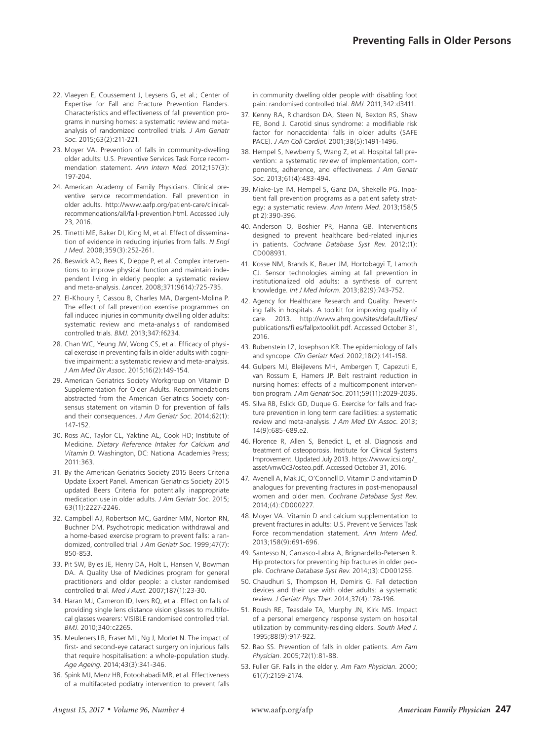22. Vlaeyen E, Coussement J, Leysens G, et al.; Center of Expertise for Fall and Fracture Prevention Flanders. Characteristics and effectiveness of fall prevention programs in nursing homes: a systematic review and meta-analysis of randomized controlled trials. *J Am Geriatr Soc*. 2015;63(2):211-221.
23. Moyer VA. Prevention of falls in community-dwelling older adults: U.S. Preventive Services Task Force recommendation statement. *Ann Intern Med*. 2012;157(3):197-204.
24. American Academy of Family Physicians. Clinical preventive service recommendation. Fall prevention in older adults. http://www.aafp.org/patient-care/clinical-recommendations/all/fall-prevention.html. Accessed July 23, 2016.
25. Tinetti ME, Baker DI, King M, et al. Effect of dissemination of evidence in reducing injuries from falls. *N Engl J Med*. 2008;359(3):252-261.
26. Beswick AD, Rees K, Dieppe P, et al. Complex interventions to improve physical function and maintain independent living in elderly people: a systematic review and meta-analysis. *Lancet*. 2008;371(9614):725-735.
27. El-Khoury F, Cassou B, Charles MA, Dargent-Molina P. The effect of fall prevention exercise programmes on fall induced injuries in community dwelling older adults: systematic review and meta-analysis of randomised controlled trials. *BMJ*. 2013;347:f6234.
28. Chan WC, Yeung JW, Wong CS, et al. Efficacy of physical exercise in preventing falls in older adults with cognitive impairment: a systematic review and meta-analysis. *J Am Med Dir Assoc*. 2015;16(2):149-154.
29. American Geriatrics Society Workgroup on Vitamin D Supplementation for Older Adults. Recommendations abstracted from the American Geriatrics Society consensus statement on vitamin D for prevention of falls and their consequences. *J Am Geriatr Soc*. 2014;62(1):147-152.
30. Ross AC, Taylor CL, Yaktine AL, Cook HD; Institute of Medicine. *Dietary Reference Intakes for Calcium and Vitamin D*. Washington, DC: National Academies Press; 2011:363.
31. By the American Geriatrics Society 2015 Beers Criteria Update Expert Panel. American Geriatrics Society 2015 updated Beers Criteria for potentially inappropriate medication use in older adults. *J Am Geriatr Soc*. 2015;63(11):2227-2246.
32. Campbell AJ, Robertson MC, Gardner MM, Norton RN, Buchner DM. Psychotropic medication withdrawal and a home-based exercise program to prevent falls: a randomized, controlled trial. *J Am Geriatr Soc*. 1999;47(7):850-853.
33. Pit SW, Byles JE, Henry DA, Holt L, Hansen V, Bowman DA. A Quality Use of Medicines program for general practitioners and older people: a cluster randomised controlled trial. *Med J Aust*. 2007;187(1):23-30.
34. Haran MJ, Cameron ID, Ivers RQ, et al. Effect on falls of providing single lens distance vision glasses to multifocal glasses wearers: VISIBLE randomised controlled trial. *BMJ*. 2010;340:c2265.
35. Meuleners LB, Fraser ML, Ng J, Morlet N. The impact of first- and second-eye cataract surgery on injurious falls that require hospitalisation: a whole-population study. *Age Ageing*. 2014;43(3):341-346.
36. Spink MJ, Menz HB, Fotoohabadi MR, et al. Effectiveness of a multifaceted podiatry intervention to prevent falls in community dwelling older people with disabling foot pain: randomised controlled trial. *BMJ*. 2011;342:d3411.
37. Kenny RA, Richardson DA, Steen N, Bexton RS, Shaw FE, Bond J. Carotid sinus syndrome: a modifiable risk factor for nonaccidental falls in older adults (SAFE PACE). *J Am Coll Cardiol*. 2001;38(5):1491-1496.
38. Hempel S, Newberry S, Wang Z, et al. Hospital fall prevention: a systematic review of implementation, components, adherence, and effectiveness. *J Am Geriatr Soc*. 2013;61(4):483-494.
39. Miake-Lye IM, Hempel S, Ganz DA, Shekelle PG. Inpatient fall prevention programs as a patient safety strategy: a systematic review. *Ann Intern Med*. 2013;158(5 pt 2):390-396.
40. Anderson O, Boshier PR, Hanna GB. Interventions designed to prevent healthcare bed-related injuries in patients. *Cochrane Database Syst Rev*. 2012;(1):CD008931.
41. Kosse NM, Brands K, Bauer JM, Hortobagyi T, Lamoth CJ. Sensor technologies aiming at fall prevention in institutionalized old adults: a synthesis of current knowledge. *Int J Med Inform*. 2013;82(9):743-752.
42. Agency for Healthcare Research and Quality. Preventing falls in hospitals. A toolkit for improving quality of care. 2013. http://www.ahrq.gov/sites/default/files/publications/files/fallpxtoolkit.pdf. Accessed October 31, 2016.
43. Rubenstein LZ, Josephson KR. The epidemiology of falls and syncope. *Clin Geriatr Med*. 2002;18(2):141-158.
44. Gulpers MJ, Bleijlevens MH, Ambergen T, Capezuti E, van Rossum E, Hamers JP. Belt restraint reduction in nursing homes: effects of a multicomponent intervention program. *J Am Geriatr Soc*. 2011;59(11):2029-2036.
45. Silva RB, Eslick GD, Duque G. Exercise for falls and fracture prevention in long term care facilities: a systematic review and meta-analysis. *J Am Med Dir Assoc*. 2013;14(9):685-689.e2.
46. Florence R, Allen S, Benedict L, et al. Diagnosis and treatment of osteoporosis. Institute for Clinical Systems Improvement. Updated July 2013. https://www.icsi.org/_asset/vnw0c3/osteo.pdf. Accessed October 31, 2016.
47. Avenell A, Mak JC, O'Connell D. Vitamin D and vitamin D analogues for preventing fractures in post-menopausal women and older men. *Cochrane Database Syst Rev*. 2014;(4):CD000227.
48. Moyer VA. Vitamin D and calcium supplementation to prevent fractures in adults: U.S. Preventive Services Task Force recommendation statement. *Ann Intern Med*. 2013;158(9):691-696.
49. Santesso N, Carrasco-Labra A, Brignardello-Petersen R. Hip protectors for preventing hip fractures in older people. *Cochrane Database Syst Rev*. 2014;(3):CD001255.
50. Chaudhuri S, Thompson H, Demiris G. Fall detection devices and their use with older adults: a systematic review. *J Geriatr Phys Ther*. 2014;37(4):178-196.
51. Roush RE, Teasdale TA, Murphy JN, Kirk MS. Impact of a personal emergency response system on hospital utilization by community-residing elders. *South Med J*. 1995;88(9):917-922.
52. Rao SS. Prevention of falls in older patients. *Am Fam Physician*. 2005;72(1):81-88.
53. Fuller GF. Falls in the elderly. *Am Fam Physician*. 2000;61(7):2159-2174.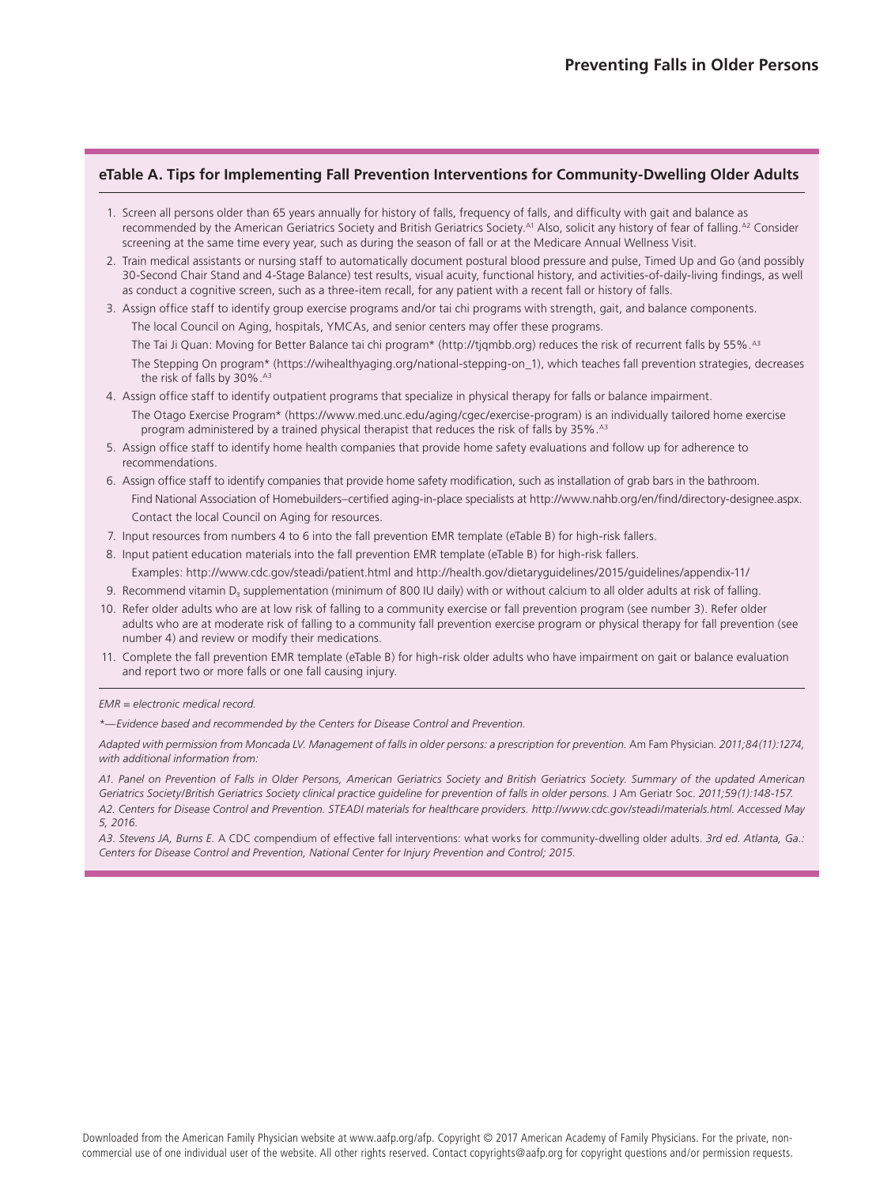## eTable A. Tips for Implementing Fall Prevention Interventions for Community-Dwelling Older Adults

1. Screen all persons older than 65 years annually for history of falls, frequency of falls, and difficulty with gait and balance as recommended by the American Geriatrics Society and British Geriatrics Society.[A1] Also, solicit any history of fear of falling.[A2] Consider screening at the same time every year, such as during the season of fall or at the Medicare Annual Wellness Visit.
2. Train medical assistants or nursing staff to automatically document postural blood pressure and pulse, Timed Up and Go (and possibly 30-Second Chair Stand and 4-Stage Balance) test results, visual acuity, functional history, and activities-of-daily-living findings, as well as conduct a cognitive screen, such as a three-item recall, for any patient with a recent fall or history of falls.
3. Assign office staff to identify group exercise programs and/or tai chi programs with strength, gait, and balance components.
   - The local Council on Aging, hospitals, YMCAs, and senior centers may offer these programs.
   - The Tai Ji Quan: Moving for Better Balance tai chi program* (http://tjqmbb.org) reduces the risk of recurrent falls by 55%.[A3]
   - The Stepping On program* (https://wihealthyaging.org/national-stepping-on_1), which teaches fall prevention strategies, decreases the risk of falls by 30%.[A3]
4. Assign office staff to identify outpatient programs that specialize in physical therapy for falls or balance impairment.
   - The Otago Exercise Program* (https://www.med.unc.edu/aging/cgec/exercise-program) is an individually tailored home exercise program administered by a trained physical therapist that reduces the risk of falls by 35%.[A3]
5. Assign office staff to identify home health companies that provide home safety evaluations and follow up for adherence to recommendations.
6. Assign office staff to identify companies that provide home safety modification, such as installation of grab bars in the bathroom.
   - Find National Association of Homebuilders–certified aging-in-place specialists at http://www.nahb.org/en/find/directory-designee.aspx.
   - Contact the local Council on Aging for resources.
7. Input resources from numbers 4 to 6 into the fall prevention EMR template (eTable B) for high-risk fallers.
8. Input patient education materials into the fall prevention EMR template (eTable B) for high-risk fallers.
   - Examples: http://www.cdc.gov/steadi/patient.html and http://health.gov/dietaryguidelines/2015/guidelines/appendix-11/
9. Recommend vitamin $D_3$ supplementation (minimum of 800 IU daily) with or without calcium to all older adults at risk of falling.
10. Refer older adults who are at low risk of falling to a community exercise or fall prevention program (see number 3). Refer older adults who are at moderate risk of falling to a community fall prevention exercise program or physical therapy for fall prevention (see number 4) and review or modify their medications.
11. Complete the fall prevention EMR template (eTable B) for high-risk older adults who have impairment on gait or balance evaluation and report two or more falls or one fall causing injury.

*EMR = electronic medical record.*

**—Evidence based and recommended by the Centers for Disease Control and Prevention.*

*Adapted with permission from Moncada LV. Management of falls in older persons: a prescription for prevention.* Am Fam Physician. *2011;84(11):1274, with additional information from:*

*A1. Panel on Prevention of Falls in Older Persons, American Geriatrics Society and British Geriatrics Society. Summary of the updated American Geriatrics Society/British Geriatrics Society clinical practice guideline for prevention of falls in older persons.* J Am Geriatr Soc. *2011;59(1):148-157.*

*A2. Centers for Disease Control and Prevention. STEADI materials for healthcare providers. http://www.cdc.gov/steadi/materials.html. Accessed May 5, 2016.*

*A3. Stevens JA, Burns E.* A CDC compendium of effective fall interventions: what works for community-dwelling older adults. *3rd ed. Atlanta, Ga.: Centers for Disease Control and Prevention, National Center for Injury Prevention and Control; 2015.*

Downloaded from the American Family Physician website at www.aafp.org/afp. Copyright © 2017 American Academy of Family Physicians. For the private, noncommercial use of one individual user of the website. All other rights reserved. Contact copyrights@aafp.org for copyright questions and/or permission requests.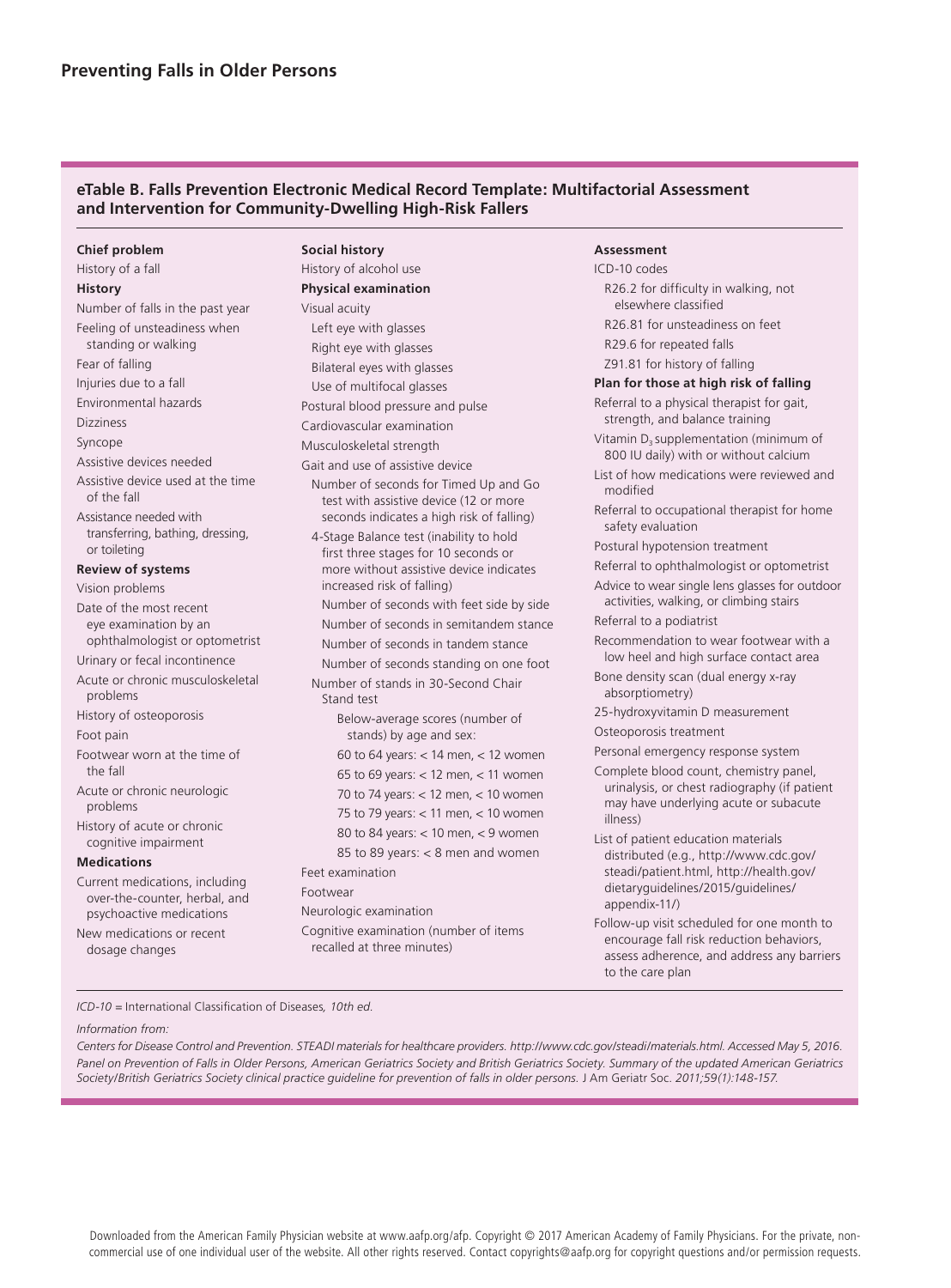## eTable B. Falls Prevention Electronic Medical Record Template: Multifactorial Assessment and Intervention for Community-Dwelling High-Risk Fallers

**Chief problem**

History of a fall

**History**

Number of falls in the past year

Feeling of unsteadiness when standing or walking

Fear of falling

Injuries due to a fall

Environmental hazards

Dizziness

Syncope

Assistive devices needed

Assistive device used at the time of the fall

Assistance needed with transferring, bathing, dressing, or toileting

**Review of systems**

Vision problems

Date of the most recent eye examination by an ophthalmologist or optometrist

Urinary or fecal incontinence

Acute or chronic musculoskeletal problems

History of osteoporosis

Foot pain

Footwear worn at the time of the fall

Acute or chronic neurologic problems

History of acute or chronic cognitive impairment

**Medications**

Current medications, including over-the-counter, herbal, and psychoactive medications

New medications or recent dosage changes

**Social history**

History of alcohol use

**Physical examination**

Visual acuity

- Left eye with glasses
- Right eye with glasses
- Bilateral eyes with glasses
- Use of multifocal glasses

Postural blood pressure and pulse

Cardiovascular examination

Musculoskeletal strength

Gait and use of assistive device

- Number of seconds for Timed Up and Go test with assistive device (12 or more seconds indicates a high risk of falling)
- 4-Stage Balance test (inability to hold first three stages for 10 seconds or more without assistive device indicates increased risk of falling)
  - Number of seconds with feet side by side
  - Number of seconds in semitandem stance
  - Number of seconds in tandem stance
  - Number of seconds standing on one foot
- Number of stands in 30-Second Chair Stand test
  - Below-average scores (number of stands) by age and sex:
    - 60 to 64 years: < 14 men, < 12 women
    - 65 to 69 years: < 12 men, < 11 women
    - 70 to 74 years: < 12 men, < 10 women
    - 75 to 79 years: < 11 men, < 10 women
    - 80 to 84 years: < 10 men, < 9 women
    - 85 to 89 years: < 8 men and women

Feet examination

Footwear

Neurologic examination

Cognitive examination (number of items recalled at three minutes)

**Assessment**

ICD-10 codes

- R26.2 for difficulty in walking, not elsewhere classified
- R26.81 for unsteadiness on feet
- R29.6 for repeated falls
- Z91.81 for history of falling

**Plan for those at high risk of falling**

Referral to a physical therapist for gait, strength, and balance training

Vitamin $D_3$ supplementation (minimum of 800 IU daily) with or without calcium

List of how medications were reviewed and modified

Referral to occupational therapist for home safety evaluation

Postural hypotension treatment

Referral to ophthalmologist or optometrist

Advice to wear single lens glasses for outdoor activities, walking, or climbing stairs

Referral to a podiatrist

Recommendation to wear footwear with a low heel and high surface contact area

Bone density scan (dual energy x-ray absorptiometry)

25-hydroxyvitamin D measurement

Osteoporosis treatment

Personal emergency response system

Complete blood count, chemistry panel, urinalysis, or chest radiography (if patient may have underlying acute or subacute illness)

List of patient education materials distributed (e.g., http://www.cdc.gov/steadi/patient.html, http://health.gov/dietaryguidelines/2015/guidelines/appendix-11/)

Follow-up visit scheduled for one month to encourage fall risk reduction behaviors, assess adherence, and address any barriers to the care plan

*ICD-10* = International Classification of Diseases*, 10th ed.*

*Information from:*

*Centers for Disease Control and Prevention. STEADI materials for healthcare providers. http://www.cdc.gov/steadi/materials.html. Accessed May 5, 2016.*

*Panel on Prevention of Falls in Older Persons, American Geriatrics Society and British Geriatrics Society. Summary of the updated American Geriatrics Society/British Geriatrics Society clinical practice guideline for prevention of falls in older persons.* J Am Geriatr Soc. *2011;59(1):148-157.*

Downloaded from the American Family Physician website at www.aafp.org/afp. Copyright © 2017 American Academy of Family Physicians. For the private, noncommercial use of one individual user of the website. All other rights reserved. Contact copyrights@aafp.org for copyright questions and/or permission requests.